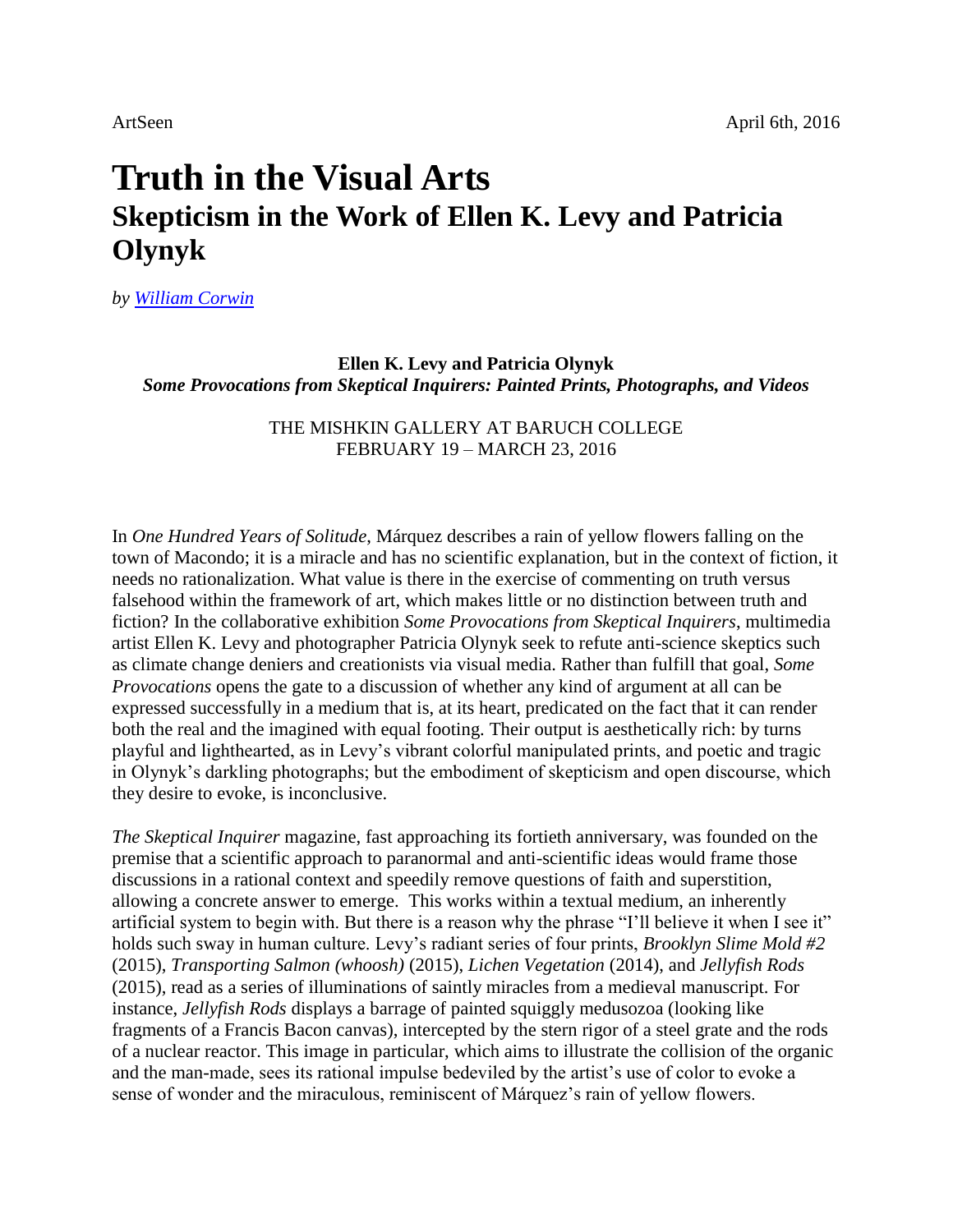ArtSeen April 6th, 2016

# Truth in the Visual Arts
## Skepticism in the Work of Ellen K. Levy and Patricia Olynyk

*by William Corwin*

**Ellen K. Levy and Patricia Olynyk**
***Some Provocations from Skeptical Inquirers: Painted Prints, Photographs, and Videos***

THE MISHKIN GALLERY AT BARUCH COLLEGE
FEBRUARY 19 – MARCH 23, 2016

In *One Hundred Years of Solitude*, Márquez describes a rain of yellow flowers falling on the town of Macondo; it is a miracle and has no scientific explanation, but in the context of fiction, it needs no rationalization. What value is there in the exercise of commenting on truth versus falsehood within the framework of art, which makes little or no distinction between truth and fiction? In the collaborative exhibition *Some Provocations from Skeptical Inquirers*, multimedia artist Ellen K. Levy and photographer Patricia Olynyk seek to refute anti-science skeptics such as climate change deniers and creationists via visual media. Rather than fulfill that goal, *Some Provocations* opens the gate to a discussion of whether any kind of argument at all can be expressed successfully in a medium that is, at its heart, predicated on the fact that it can render both the real and the imagined with equal footing. Their output is aesthetically rich: by turns playful and lighthearted, as in Levy's vibrant colorful manipulated prints, and poetic and tragic in Olynyk's darkling photographs; but the embodiment of skepticism and open discourse, which they desire to evoke, is inconclusive.

*The Skeptical Inquirer* magazine, fast approaching its fortieth anniversary, was founded on the premise that a scientific approach to paranormal and anti-scientific ideas would frame those discussions in a rational context and speedily remove questions of faith and superstition, allowing a concrete answer to emerge. This works within a textual medium, an inherently artificial system to begin with. But there is a reason why the phrase "I'll believe it when I see it" holds such sway in human culture. Levy's radiant series of four prints, *Brooklyn Slime Mold #2* (2015), *Transporting Salmon (whoosh)* (2015), *Lichen Vegetation* (2014), and *Jellyfish Rods* (2015), read as a series of illuminations of saintly miracles from a medieval manuscript. For instance, *Jellyfish Rods* displays a barrage of painted squiggly medusozoa (looking like fragments of a Francis Bacon canvas), intercepted by the stern rigor of a steel grate and the rods of a nuclear reactor. This image in particular, which aims to illustrate the collision of the organic and the man-made, sees its rational impulse bedeviled by the artist's use of color to evoke a sense of wonder and the miraculous, reminiscent of Márquez's rain of yellow flowers.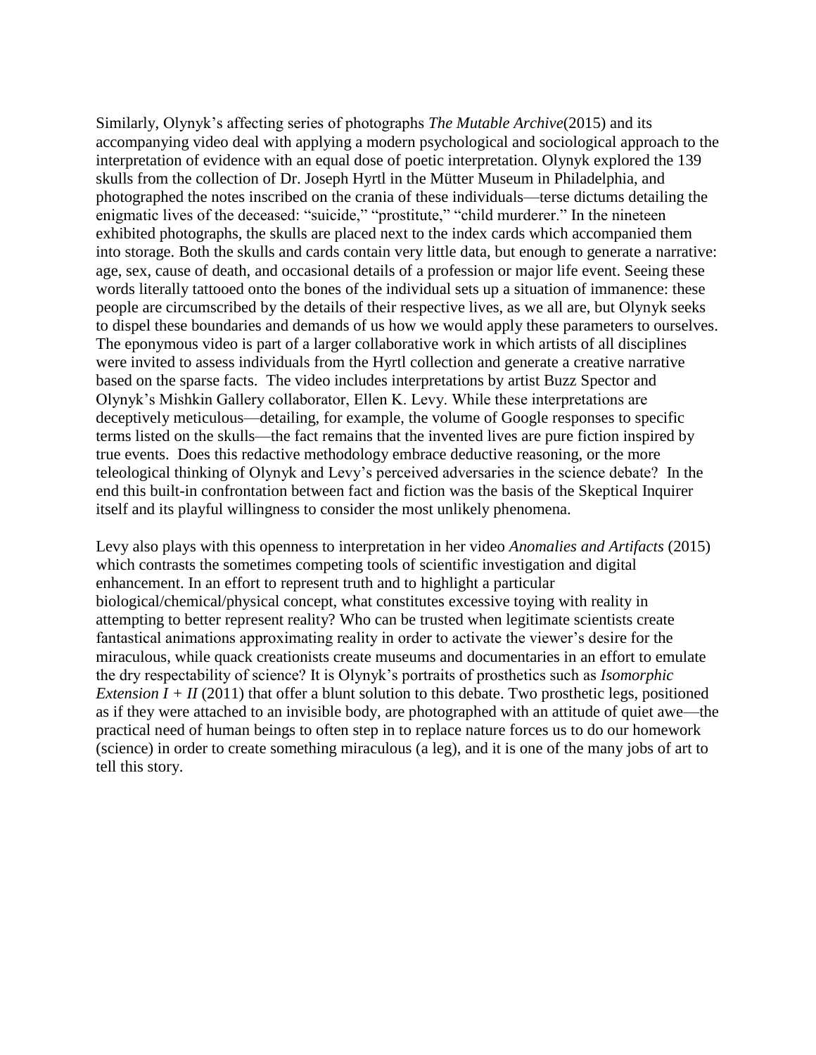Similarly, Olynyk's affecting series of photographs *The Mutable Archive*(2015) and its accompanying video deal with applying a modern psychological and sociological approach to the interpretation of evidence with an equal dose of poetic interpretation. Olynyk explored the 139 skulls from the collection of Dr. Joseph Hyrtl in the Mütter Museum in Philadelphia, and photographed the notes inscribed on the crania of these individuals—terse dictums detailing the enigmatic lives of the deceased: "suicide," "prostitute," "child murderer." In the nineteen exhibited photographs, the skulls are placed next to the index cards which accompanied them into storage. Both the skulls and cards contain very little data, but enough to generate a narrative: age, sex, cause of death, and occasional details of a profession or major life event. Seeing these words literally tattooed onto the bones of the individual sets up a situation of immanence: these people are circumscribed by the details of their respective lives, as we all are, but Olynyk seeks to dispel these boundaries and demands of us how we would apply these parameters to ourselves. The eponymous video is part of a larger collaborative work in which artists of all disciplines were invited to assess individuals from the Hyrtl collection and generate a creative narrative based on the sparse facts. The video includes interpretations by artist Buzz Spector and Olynyk's Mishkin Gallery collaborator, Ellen K. Levy. While these interpretations are deceptively meticulous—detailing, for example, the volume of Google responses to specific terms listed on the skulls—the fact remains that the invented lives are pure fiction inspired by true events. Does this redactive methodology embrace deductive reasoning, or the more teleological thinking of Olynyk and Levy's perceived adversaries in the science debate? In the end this built-in confrontation between fact and fiction was the basis of the Skeptical Inquirer itself and its playful willingness to consider the most unlikely phenomena.

Levy also plays with this openness to interpretation in her video *Anomalies and Artifacts* (2015) which contrasts the sometimes competing tools of scientific investigation and digital enhancement. In an effort to represent truth and to highlight a particular biological/chemical/physical concept, what constitutes excessive toying with reality in attempting to better represent reality? Who can be trusted when legitimate scientists create fantastical animations approximating reality in order to activate the viewer's desire for the miraculous, while quack creationists create museums and documentaries in an effort to emulate the dry respectability of science? It is Olynyk's portraits of prosthetics such as *Isomorphic Extension I + II* (2011) that offer a blunt solution to this debate. Two prosthetic legs, positioned as if they were attached to an invisible body, are photographed with an attitude of quiet awe—the practical need of human beings to often step in to replace nature forces us to do our homework (science) in order to create something miraculous (a leg), and it is one of the many jobs of art to tell this story.